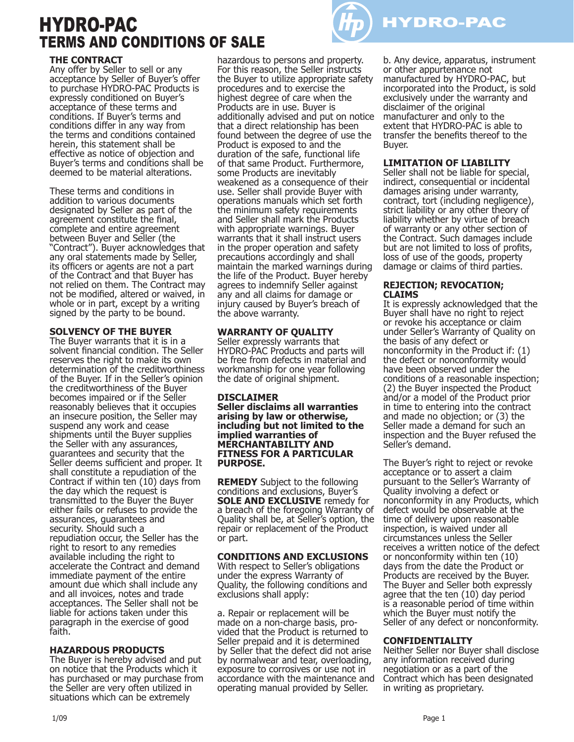# HYDRO-PAC TERMS AND CONDITIONS OF SALE

## THE CONTRACT

Any offer by Seller to sell or any acceptance by Seller of Buyer's offer to purchase HYDRO-PAC Products is expressly conditioned on Buyer's acceptance of these terms and conditions. If Buyer's terms and conditions differ in any way from the terms and conditions contained herein, this statement shall be effective as notice of objection and Buyer's terms and conditions shall be deemed to be material alterations.

These terms and conditions in addition to various documents designated by Seller as part of the agreement constitute the final, complete and entire agreement between Buyer and Seller (the "Contract"). Buyer acknowledges that any oral statements made by Seller, its officers or agents are not a part of the Contract and that Buyer has not relied on them. The Contract may not be modified, altered or waived, in whole or in part, except by a writing signed by the party to be bound.

## SOLVENCY OF THE BUYER

The Buyer warrants that it is in a solvent financial condition. The Seller reserves the right to make its own determination of the creditworthiness of the Buyer. If in the Seller's opinion the creditworthiness of the Buyer becomes impaired or if the Seller reasonably believes that it occupies an insecure position, the Seller may suspend any work and cease shipments until the Buyer supplies the Seller with any assurances, guarantees and security that the Seller deems sufficient and proper. It shall constitute a repudiation of the Contract if within ten (10) days from the day which the request is transmitted to the Buyer the Buyer either fails or refuses to provide the assurances, guarantees and security. Should such a repudiation occur, the Seller has the right to resort to any remedies available including the right to accelerate the Contract and demand immediate payment of the entire amount due which shall include any and all invoices, notes and trade acceptances. The Seller shall not be liable for actions taken under this paragraph in the exercise of good faith.

## HAZARDOUS PRODUCTS

The Buyer is hereby advised and put on notice that the Products which it has purchased or may purchase from the Seller are very often utilized in situations which can be extremely hazardous to persons and property. For this reason, the Seller instructs the Buyer to utilize appropriate safety procedures and to exercise the highest degree of care when the Products are in use. Buyer is additionally advised and put on notice that a direct relationship has been found between the degree of use the Product is exposed to and the duration of the safe, functional life of that same Product. Furthermore, some Products are inevitably weakened as a consequence of their use. Seller shall provide Buyer with operations manuals which set forth the minimum safety requirements and Seller shall mark the Products with appropriate warnings. Buyer warrants that it shall instruct users in the proper operation and safety precautions accordingly and shall maintain the marked warnings during the life of the Product. Buyer hereby agrees to indemnify Seller against any and all claims for damage or injury caused by Buyer's breach of the above warranty.

## WARRANTY OF QUALITY

Seller expressly warrants that HYDRO-PAC Products and parts will be free from defects in material and workmanship for one year following the date of original shipment.

## DISCLAIMER

**Seller disclaims all warranties arising by law or otherwise, including but not limited to the implied warranties of MERCHANTABILITY AND FITNESS FOR A PARTICULAR PURPOSE.**

**REMEDY** Subject to the following conditions and exclusions, Buyer's **SOLE AND EXCLUSIVE** remedy for a breach of the foregoing Warranty of Quality shall be, at Seller's option, the repair or replacement of the Product or part.

## CONDITIONS AND EXCLUSIONS

With respect to Seller's obligations under the express Warranty of Quality, the following conditions and exclusions shall apply:

a. Repair or replacement will be made on a non-charge basis, provided that the Product is returned to Seller prepaid and it is determined by Seller that the defect did not arise by normalwear and tear, overloading, exposure to corrosives or use not in accordance with the maintenance and operating manual provided by Seller.

b. Any device, apparatus, instrument or other appurtenance not manufactured by HYDRO-PAC, but incorporated into the Product, is sold exclusively under the warranty and disclaimer of the original manufacturer and only to the extent that HYDRO-PAC is able to transfer the benefits thereof to the Buyer.

## LIMITATION OF LIABILITY

Seller shall not be liable for special, indirect, consequential or incidental damages arising under warranty, contract, tort (including negligence), strict liability or any other theory of liability whether by virtue of breach of warranty or any other section of the Contract. Such damages include but are not limited to loss of profits, loss of use of the goods, property damage or claims of third parties.

## REJECTION; REVOCATION; CLAIMS

It is expressly acknowledged that the Buyer shall have no right to reject or revoke his acceptance or claim under Seller's Warranty of Quality on the basis of any defect or nonconformity in the Product if: (1) the defect or nonconformity would have been observed under the conditions of a reasonable inspection; (2) the Buyer inspected the Product and/or a model of the Product prior in time to entering into the contract and made no objection; or (3) the Seller made a demand for such an inspection and the Buyer refused the Seller's demand.

The Buyer's right to reject or revoke acceptance or to assert a claim pursuant to the Seller's Warranty of Quality involving a defect or nonconformity in any Products, which defect would be observable at the time of delivery upon reasonable inspection, is waived under all circumstances unless the Seller receives a written notice of the defect or nonconformity within ten (10) days from the date the Product or Products are received by the Buyer. The Buyer and Seller both expressly agree that the ten (10) day period is a reasonable period of time within which the Buyer must notify the Seller of any defect or nonconformity.

## CONFIDENTIALITY

Neither Seller nor Buyer shall disclose any information received during negotiation or as a part of the Contract which has been designated in writing as proprietary.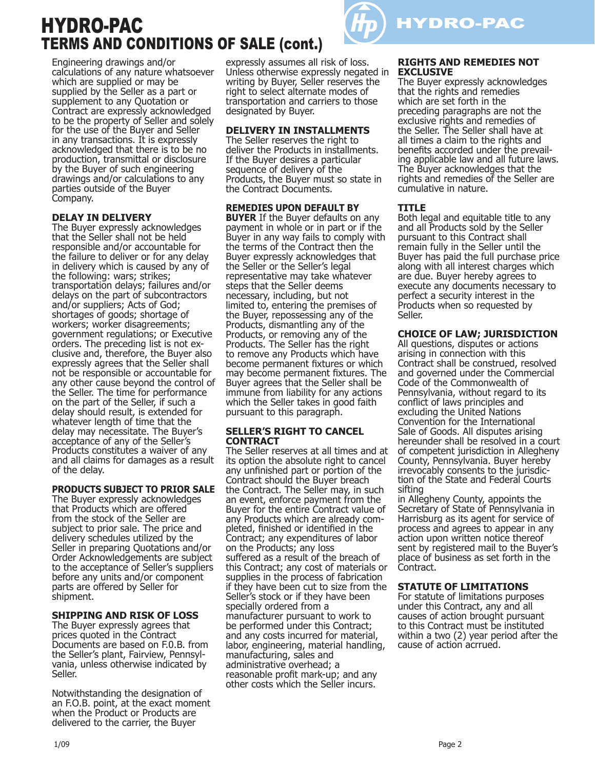# HYDRO-PAC
## TERMS AND CONDITIONS OF SALE (cont.)

Engineering drawings and/or calculations of any nature whatsoever which are supplied or may be supplied by the Seller as a part or supplement to any Quotation or Contract are expressly acknowledged to be the property of Seller and solely for the use of the Buyer and Seller in any transactions. It is expressly acknowledged that there is to be no production, transmittal or disclosure by the Buyer of such engineering drawings and/or calculations to any parties outside of the Buyer Company.

**DELAY IN DELIVERY**
The Buyer expressly acknowledges that the Seller shall not be held responsible and/or accountable for the failure to deliver or for any delay in delivery which is caused by any of the following: wars; strikes; transportation delays; failures and/or delays on the part of subcontractors and/or suppliers; Acts of God; shortages of goods; shortage of workers; worker disagreements; government regulations; or Executive orders. The preceding list is not exclusive and, therefore, the Buyer also expressly agrees that the Seller shall not be responsible or accountable for any other cause beyond the control of the Seller. The time for performance on the part of the Seller, if such a delay should result, is extended for whatever length of time that the delay may necessitate. The Buyer's acceptance of any of the Seller's Products constitutes a waiver of any and all claims for damages as a result of the delay.

**PRODUCTS SUBJECT TO PRIOR SALE**
The Buyer expressly acknowledges that Products which are offered from the stock of the Seller are subject to prior sale. The price and delivery schedules utilized by the Seller in preparing Quotations and/or Order Acknowledgements are subject to the acceptance of Seller's suppliers before any units and/or component parts are offered by Seller for shipment.

**SHIPPING AND RISK OF LOSS**
The Buyer expressly agrees that prices quoted in the Contract Documents are based on F.0.B. from the Seller's plant, Fairview, Pennsylvania, unless otherwise indicated by Seller.

Notwithstanding the designation of an F.O.B. point, at the exact moment when the Product or Products are delivered to the carrier, the Buyer expressly assumes all risk of loss. Unless otherwise expressly negated in writing by Buyer, Seller reserves the right to select alternate modes of transportation and carriers to those designated by Buyer.

**DELIVERY IN INSTALLMENTS**
The Seller reserves the right to deliver the Products in installments. If the Buyer desires a particular sequence of delivery of the Products, the Buyer must so state in the Contract Documents.

**REMEDIES UPON DEFAULT BY BUYER** If the Buyer defaults on any payment in whole or in part or if the Buyer in any way fails to comply with the terms of the Contract then the Buyer expressly acknowledges that the Seller or the Seller's legal representative may take whatever steps that the Seller deems necessary, including, but not limited to, entering the premises of the Buyer, repossessing any of the Products, dismantling any of the Products, or removing any of the Products. The Seller has the right to remove any Products which have become permanent fixtures or which may become permanent fixtures. The Buyer agrees that the Seller shall be immune from liability for any actions which the Seller takes in good faith pursuant to this paragraph.

**SELLER'S RIGHT TO CANCEL CONTRACT**
The Seller reserves at all times and at its option the absolute right to cancel any unfinished part or portion of the Contract should the Buyer breach the Contract. The Seller may, in such an event, enforce payment from the Buyer for the entire Contract value of any Products which are already completed, finished or identified in the Contract; any expenditures of labor on the Products; any loss suffered as a result of the breach of this Contract; any cost of materials or supplies in the process of fabrication if they have been cut to size from the Seller's stock or if they have been specially ordered from a manufacturer pursuant to work to be performed under this Contract; and any costs incurred for material, labor, engineering, material handling, manufacturing, sales and administrative overhead; a reasonable profit mark-up; and any other costs which the Seller incurs.

**RIGHTS AND REMEDIES NOT EXCLUSIVE**
The Buyer expressly acknowledges that the rights and remedies which are set forth in the preceding paragraphs are not the exclusive rights and remedies of the Seller. The Seller shall have at all times a claim to the rights and benefits accorded under the prevailing applicable law and all future laws. The Buyer acknowledges that the rights and remedies of the Seller are cumulative in nature.

**TITLE**
Both legal and equitable title to any and all Products sold by the Seller pursuant to this Contract shall remain fully in the Seller until the Buyer has paid the full purchase price along with all interest charges which are due. Buyer hereby agrees to execute any documents necessary to perfect a security interest in the Products when so requested by Seller.

**CHOICE OF LAW; JURISDICTION**
All questions, disputes or actions arising in connection with this Contract shall be construed, resolved and governed under the Commercial Code of the Commonwealth of Pennsylvania, without regard to its conflict of laws principles and excluding the United Nations Convention for the International Sale of Goods. All disputes arising hereunder shall be resolved in a court of competent jurisdiction in Allegheny County, Pennsylvania. Buyer hereby irrevocably consents to the jurisdiction of the State and Federal Courts sifting

in Allegheny County, appoints the Secretary of State of Pennsylvania in Harrisburg as its agent for service of process and agrees to appear in any action upon written notice thereof sent by registered mail to the Buyer's place of business as set forth in the Contract.

**STATUTE OF LIMITATIONS**
For statute of limitations purposes under this Contract, any and all causes of action brought pursuant to this Contract must be instituted within a two (2) year period after the cause of action acrrued.

1/09